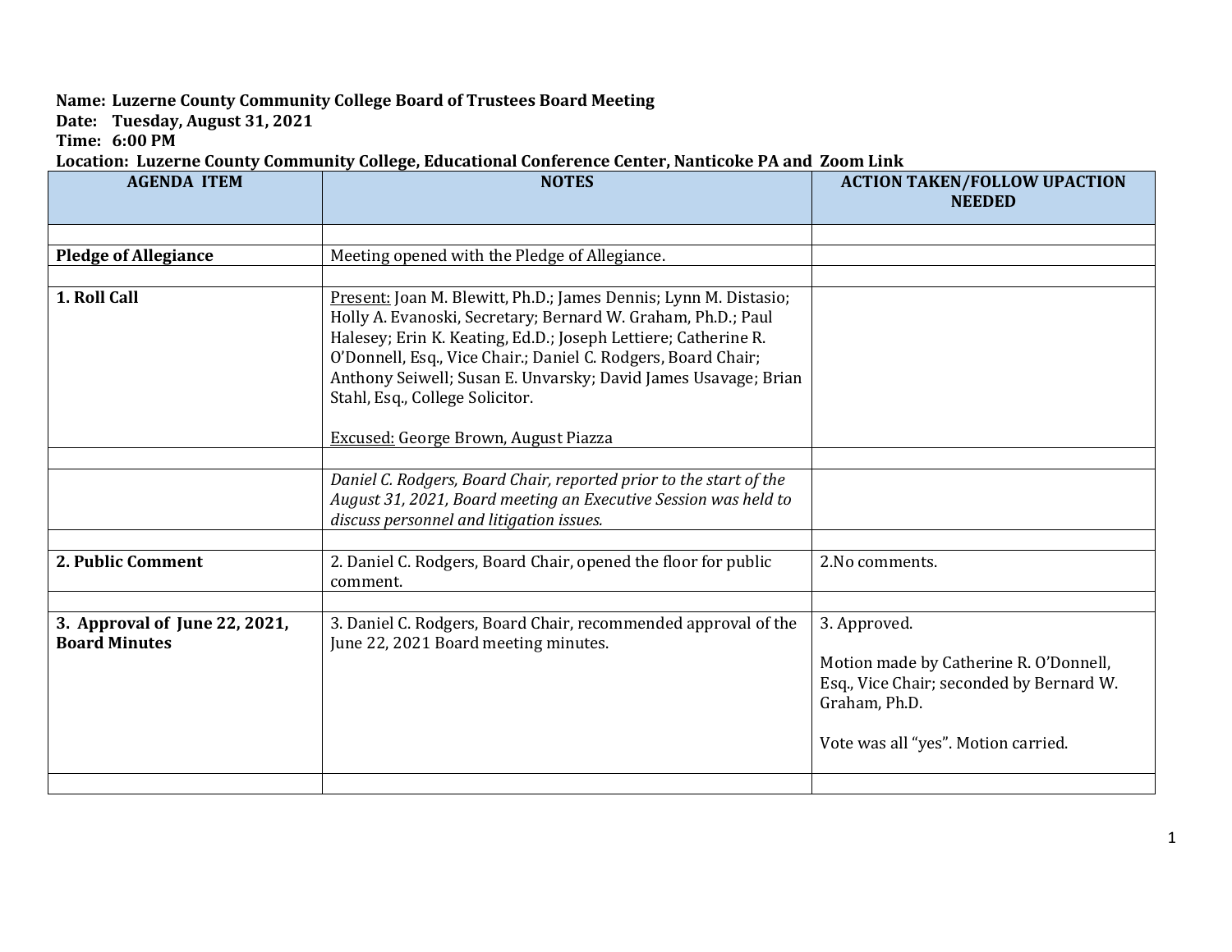**Name: Luzerne County Community College Board of Trustees Board Meeting**
**Date: Tuesday, August 31, 2021**
**Time: 6:00 PM**
**Location: Luzerne County Community College, Educational Conference Center, Nanticoke PA and Zoom Link**

| AGENDA ITEM | NOTES | ACTION TAKEN/FOLLOW UPACTION NEEDED |
|---|---|---|
| | | |
| **Pledge of Allegiance** | Meeting opened with the Pledge of Allegiance. | |
| | | |
| **1. Roll Call** | Present: Joan M. Blewitt, Ph.D.; James Dennis; Lynn M. Distasio; Holly A. Evanoski, Secretary; Bernard W. Graham, Ph.D.; Paul Halesey; Erin K. Keating, Ed.D.; Joseph Lettiere; Catherine R. O'Donnell, Esq., Vice Chair.; Daniel C. Rodgers, Board Chair; Anthony Seiwell; Susan E. Unvarsky; David James Usavage; Brian Stahl, Esq., College Solicitor.<br><br>Excused: George Brown, August Piazza | |
| | | |
| | *Daniel C. Rodgers, Board Chair, reported prior to the start of the August 31, 2021, Board meeting an Executive Session was held to discuss personnel and litigation issues.* | |
| | | |
| **2. Public Comment** | 2. Daniel C. Rodgers, Board Chair, opened the floor for public comment. | 2.No comments. |
| | | |
| **3. Approval of June 22, 2021, Board Minutes** | 3. Daniel C. Rodgers, Board Chair, recommended approval of the June 22, 2021 Board meeting minutes. | 3. Approved.<br><br>Motion made by Catherine R. O'Donnell, Esq., Vice Chair; seconded by Bernard W. Graham, Ph.D.<br><br>Vote was all "yes". Motion carried. |
| | | |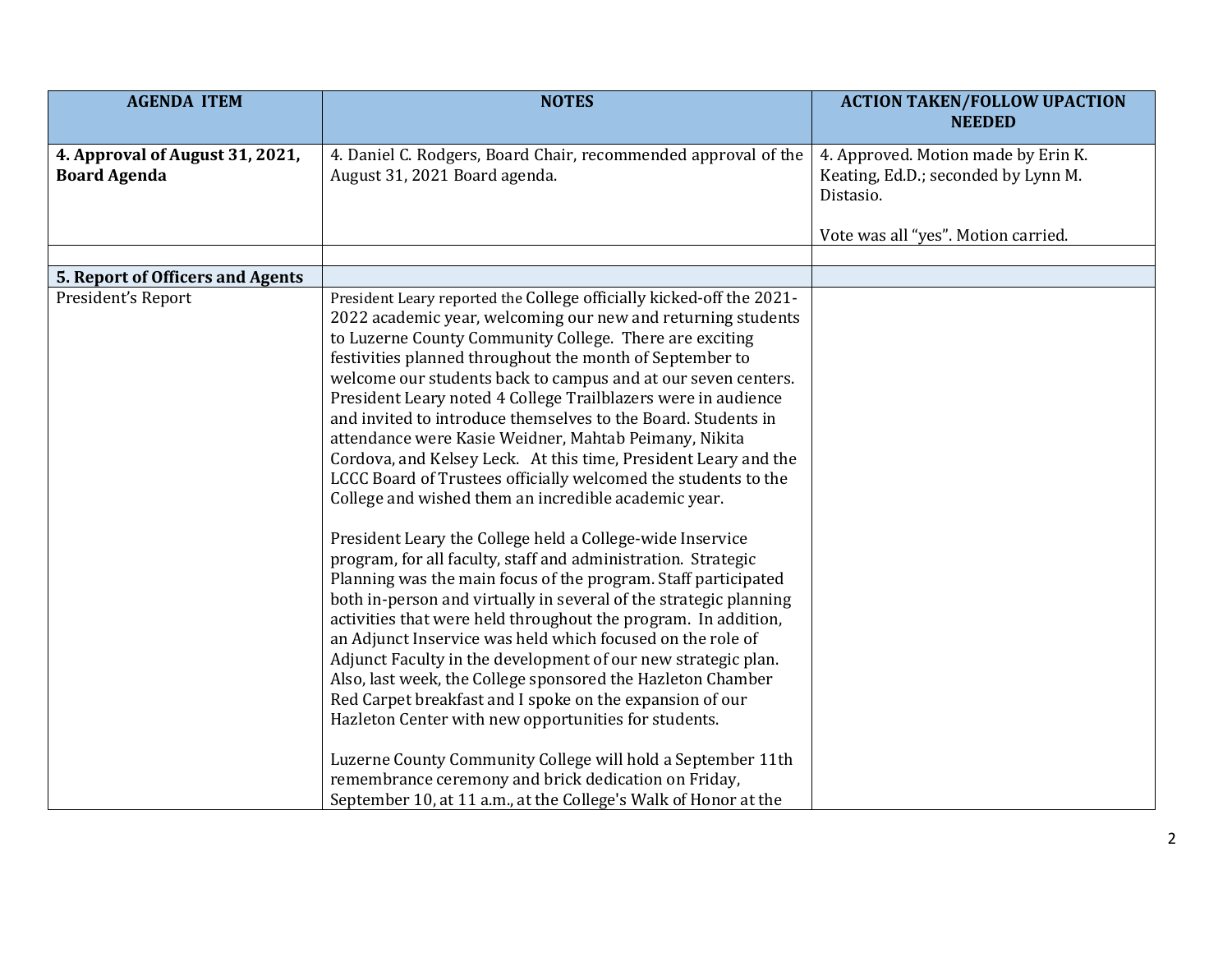| AGENDA ITEM | NOTES | ACTION TAKEN/FOLLOW UPACTION NEEDED |
|---|---|---|
| **4. Approval of August 31, 2021, Board Agenda** | 4. Daniel C. Rodgers, Board Chair, recommended approval of the August 31, 2021 Board agenda. | 4. Approved. Motion made by Erin K. Keating, Ed.D.; seconded by Lynn M. Distasio.<br><br>Vote was all "yes". Motion carried. |
| | | |
| **5. Report of Officers and Agents** | | |
| President's Report | President Leary reported the College officially kicked-off the 2021-2022 academic year, welcoming our new and returning students to Luzerne County Community College. There are exciting festivities planned throughout the month of September to welcome our students back to campus and at our seven centers. President Leary noted 4 College Trailblazers were in audience and invited to introduce themselves to the Board. Students in attendance were Kasie Weidner, Mahtab Peimany, Nikita Cordova, and Kelsey Leck. At this time, President Leary and the LCCC Board of Trustees officially welcomed the students to the College and wished them an incredible academic year.<br><br>President Leary the College held a College-wide Inservice program, for all faculty, staff and administration. Strategic Planning was the main focus of the program. Staff participated both in-person and virtually in several of the strategic planning activities that were held throughout the program. In addition, an Adjunct Inservice was held which focused on the role of Adjunct Faculty in the development of our new strategic plan. Also, last week, the College sponsored the Hazleton Chamber Red Carpet breakfast and I spoke on the expansion of our Hazleton Center with new opportunities for students.<br><br>Luzerne County Community College will hold a September 11th remembrance ceremony and brick dedication on Friday, September 10, at 11 a.m., at the College's Walk of Honor at the | |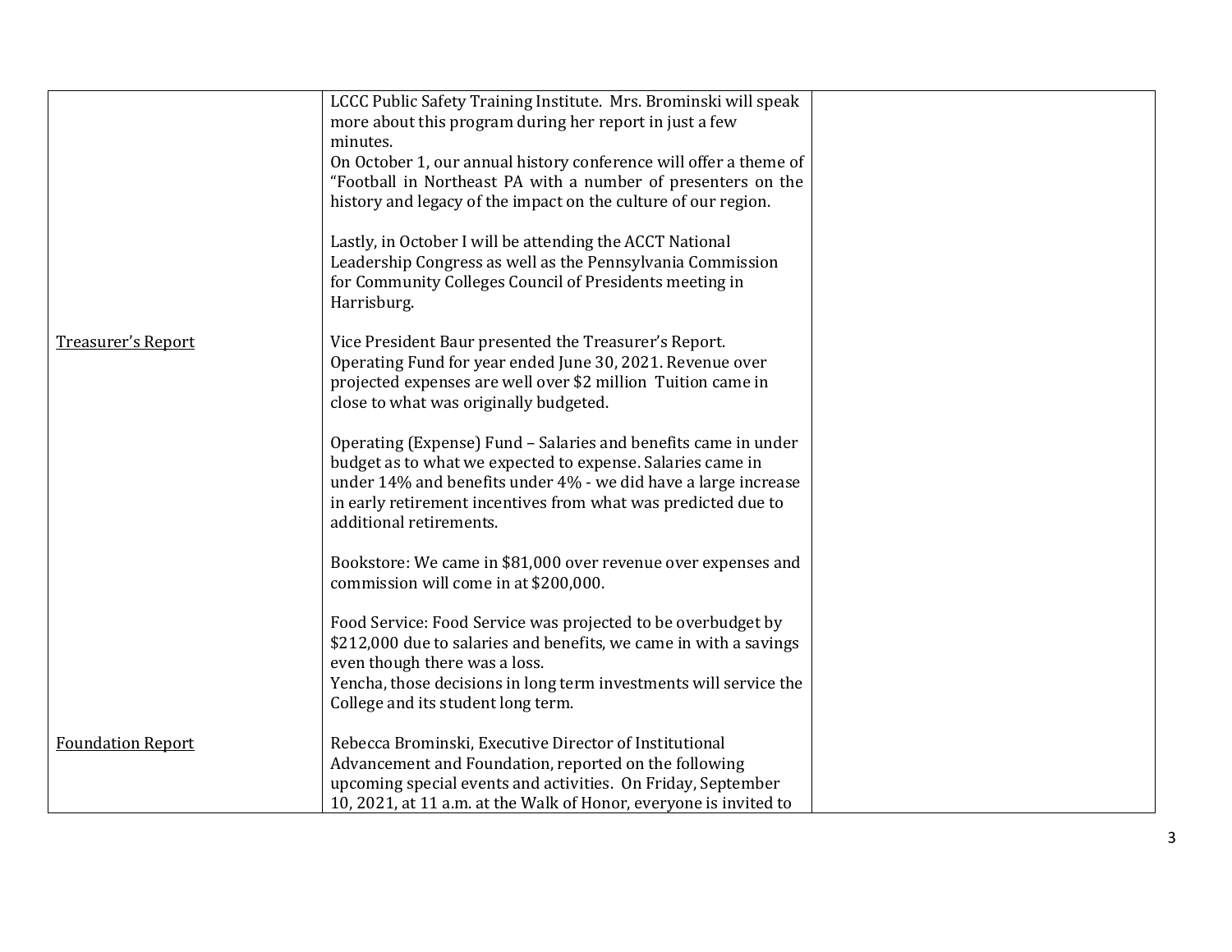| | | |
|---|---|---|
| | LCCC Public Safety Training Institute. Mrs. Brominski will speak more about this program during her report in just a few minutes.<br>On October 1, our annual history conference will offer a theme of "Football in Northeast PA with a number of presenters on the history and legacy of the impact on the culture of our region.<br><br>Lastly, in October I will be attending the ACCT National Leadership Congress as well as the Pennsylvania Commission for Community Colleges Council of Presidents meeting in Harrisburg. | |
| <u>Treasurer's Report</u> | Vice President Baur presented the Treasurer's Report. Operating Fund for year ended June 30, 2021. Revenue over projected expenses are well over $2 million Tuition came in close to what was originally budgeted.<br><br>Operating (Expense) Fund – Salaries and benefits came in under budget as to what we expected to expense. Salaries came in under 14% and benefits under 4% - we did have a large increase in early retirement incentives from what was predicted due to additional retirements.<br><br>Bookstore: We came in $81,000 over revenue over expenses and commission will come in at $200,000.<br><br>Food Service: Food Service was projected to be overbudget by $212,000 due to salaries and benefits, we came in with a savings even though there was a loss.<br>Yencha, those decisions in long term investments will service the College and its student long term. | |
| <u>Foundation Report</u> | Rebecca Brominski, Executive Director of Institutional Advancement and Foundation, reported on the following upcoming special events and activities. On Friday, September 10, 2021, at 11 a.m. at the Walk of Honor, everyone is invited to | |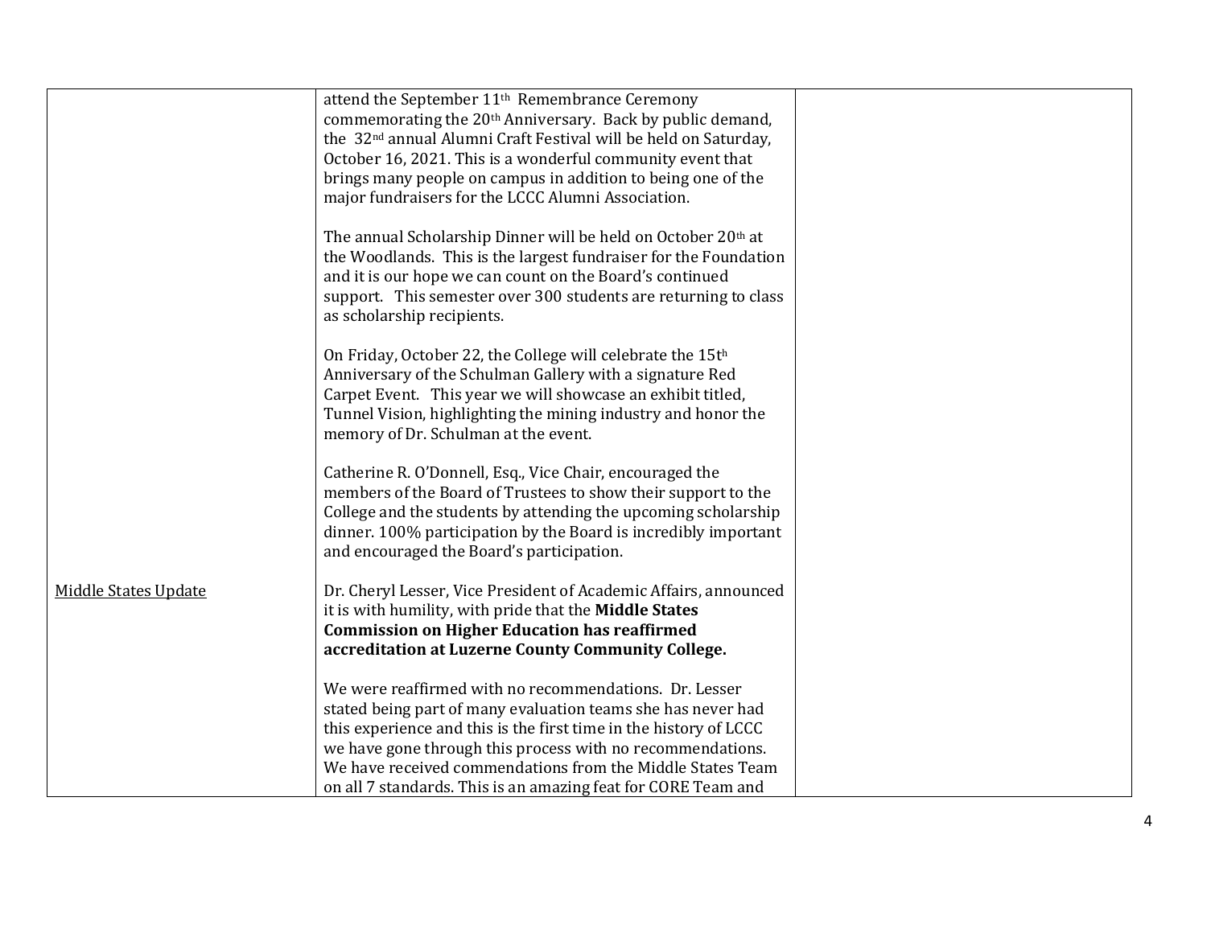| | | |
|---|---|---|
| | attend the September 11th Remembrance Ceremony commemorating the 20th Anniversary. Back by public demand, the 32nd annual Alumni Craft Festival will be held on Saturday, October 16, 2021. This is a wonderful community event that brings many people on campus in addition to being one of the major fundraisers for the LCCC Alumni Association.<br><br>The annual Scholarship Dinner will be held on October 20th at the Woodlands. This is the largest fundraiser for the Foundation and it is our hope we can count on the Board's continued support. This semester over 300 students are returning to class as scholarship recipients.<br><br>On Friday, October 22, the College will celebrate the 15th Anniversary of the Schulman Gallery with a signature Red Carpet Event. This year we will showcase an exhibit titled, Tunnel Vision, highlighting the mining industry and honor the memory of Dr. Schulman at the event.<br><br>Catherine R. O'Donnell, Esq., Vice Chair, encouraged the members of the Board of Trustees to show their support to the College and the students by attending the upcoming scholarship dinner. 100% participation by the Board is incredibly important and encouraged the Board's participation. | |
| Middle States Update | Dr. Cheryl Lesser, Vice President of Academic Affairs, announced it is with humility, with pride that the **Middle States Commission on Higher Education has reaffirmed accreditation at Luzerne County Community College.**<br><br>We were reaffirmed with no recommendations. Dr. Lesser stated being part of many evaluation teams she has never had this experience and this is the first time in the history of LCCC we have gone through this process with no recommendations. We have received commendations from the Middle States Team on all 7 standards. This is an amazing feat for CORE Team and | |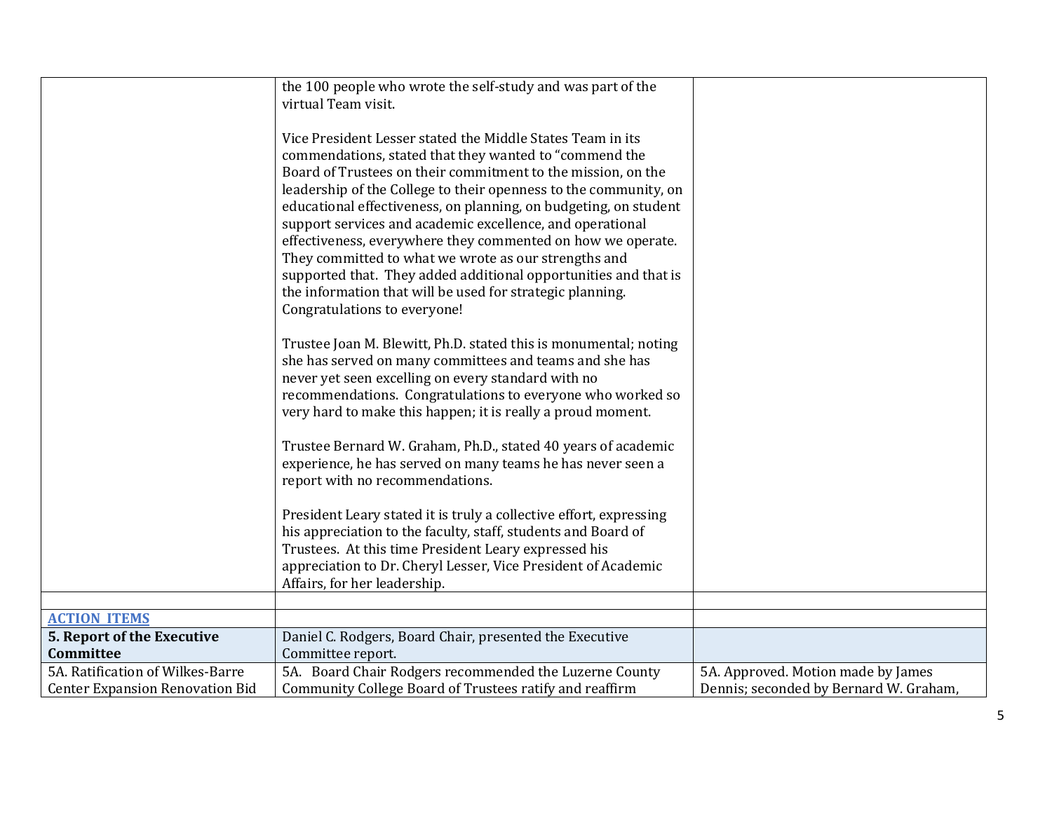| | | |
|---|---|---|
| | the 100 people who wrote the self-study and was part of the virtual Team visit.<br><br>Vice President Lesser stated the Middle States Team in its commendations, stated that they wanted to "commend the Board of Trustees on their commitment to the mission, on the leadership of the College to their openness to the community, on educational effectiveness, on planning, on budgeting, on student support services and academic excellence, and operational effectiveness, everywhere they commented on how we operate. They committed to what we wrote as our strengths and supported that. They added additional opportunities and that is the information that will be used for strategic planning. Congratulations to everyone!<br><br>Trustee Joan M. Blewitt, Ph.D. stated this is monumental; noting she has served on many committees and teams and she has never yet seen excelling on every standard with no recommendations. Congratulations to everyone who worked so very hard to make this happen; it is really a proud moment.<br><br>Trustee Bernard W. Graham, Ph.D., stated 40 years of academic experience, he has served on many teams he has never seen a report with no recommendations.<br><br>President Leary stated it is truly a collective effort, expressing his appreciation to the faculty, staff, students and Board of Trustees. At this time President Leary expressed his appreciation to Dr. Cheryl Lesser, Vice President of Academic Affairs, for her leadership. | |
| | | |
| **ACTION ITEMS** | | |
| **5. Report of the Executive Committee** | Daniel C. Rodgers, Board Chair, presented the Executive Committee report. | |
| 5A. Ratification of Wilkes-Barre Center Expansion Renovation Bid | 5A. Board Chair Rodgers recommended the Luzerne County Community College Board of Trustees ratify and reaffirm | 5A. Approved. Motion made by James Dennis; seconded by Bernard W. Graham, |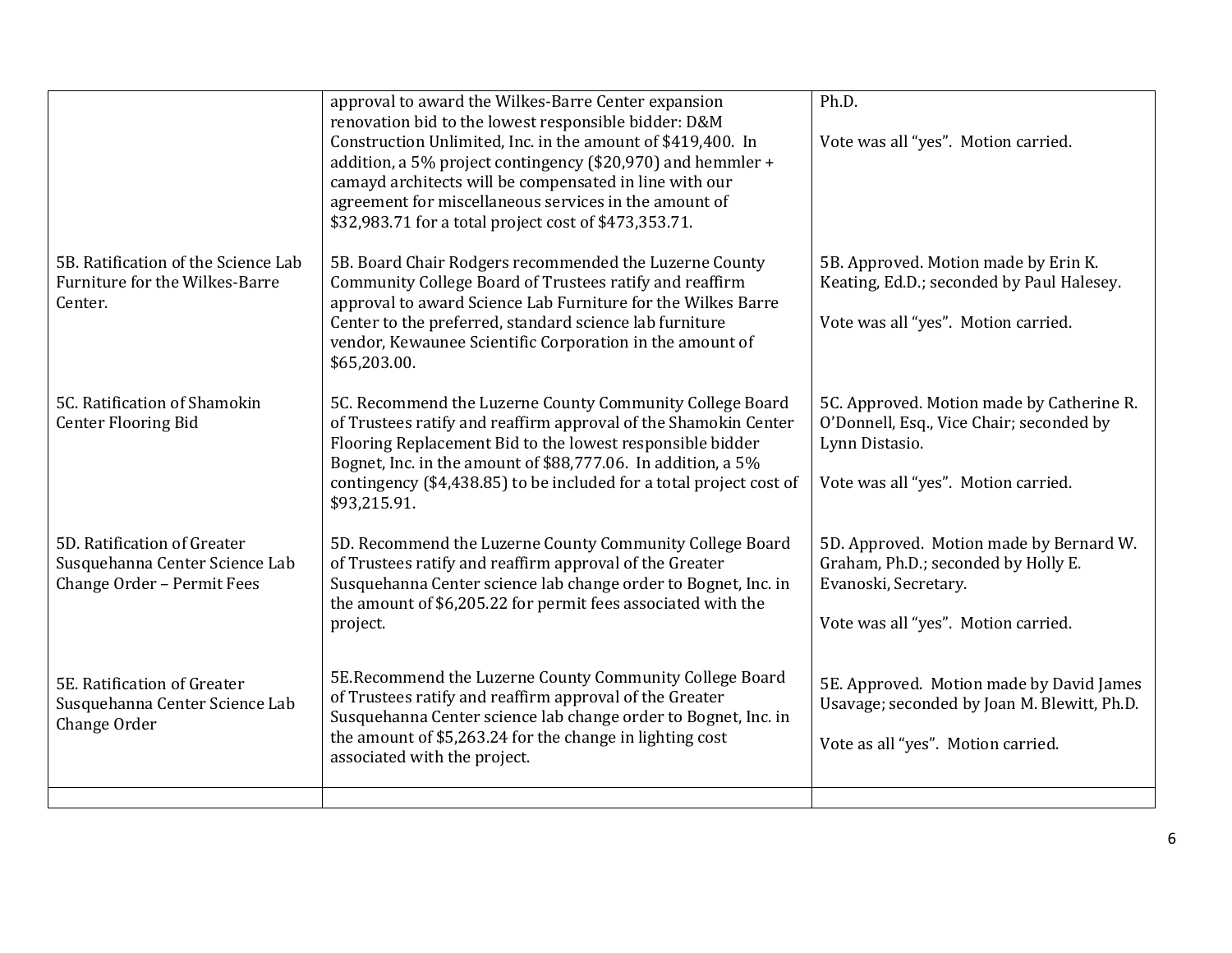| | | |
|---|---|---|
| | approval to award the Wilkes-Barre Center expansion renovation bid to the lowest responsible bidder: D&M Construction Unlimited, Inc. in the amount of $419,400. In addition, a 5% project contingency ($20,970) and hemmler + camayd architects will be compensated in line with our agreement for miscellaneous services in the amount of $32,983.71 for a total project cost of $473,353.71. | Ph.D.<br><br>Vote was all "yes". Motion carried. |
| 5B. Ratification of the Science Lab Furniture for the Wilkes-Barre Center. | 5B. Board Chair Rodgers recommended the Luzerne County Community College Board of Trustees ratify and reaffirm approval to award Science Lab Furniture for the Wilkes Barre Center to the preferred, standard science lab furniture vendor, Kewaunee Scientific Corporation in the amount of $65,203.00. | 5B. Approved. Motion made by Erin K. Keating, Ed.D.; seconded by Paul Halesey.<br><br>Vote was all "yes". Motion carried. |
| 5C. Ratification of Shamokin Center Flooring Bid | 5C. Recommend the Luzerne County Community College Board of Trustees ratify and reaffirm approval of the Shamokin Center Flooring Replacement Bid to the lowest responsible bidder Bognet, Inc. in the amount of $88,777.06. In addition, a 5% contingency ($4,438.85) to be included for a total project cost of $93,215.91. | 5C. Approved. Motion made by Catherine R. O'Donnell, Esq., Vice Chair; seconded by Lynn Distasio.<br><br>Vote was all "yes". Motion carried. |
| 5D. Ratification of Greater Susquehanna Center Science Lab Change Order – Permit Fees | 5D. Recommend the Luzerne County Community College Board of Trustees ratify and reaffirm approval of the Greater Susquehanna Center science lab change order to Bognet, Inc. in the amount of $6,205.22 for permit fees associated with the project. | 5D. Approved. Motion made by Bernard W. Graham, Ph.D.; seconded by Holly E. Evanoski, Secretary.<br><br>Vote was all "yes". Motion carried. |
| 5E. Ratification of Greater Susquehanna Center Science Lab Change Order | 5E.Recommend the Luzerne County Community College Board of Trustees ratify and reaffirm approval of the Greater Susquehanna Center science lab change order to Bognet, Inc. in the amount of $5,263.24 for the change in lighting cost associated with the project. | 5E. Approved. Motion made by David James Usavage; seconded by Joan M. Blewitt, Ph.D.<br><br>Vote as all "yes". Motion carried. |
| | | |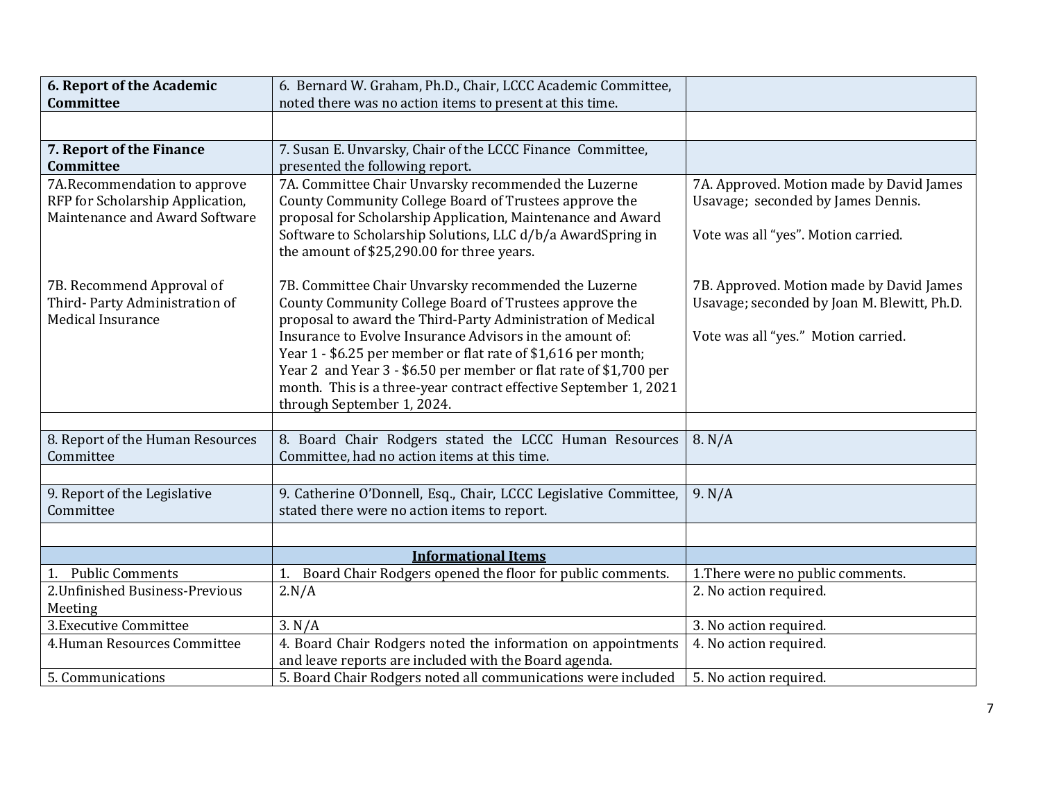| **6. Report of the Academic Committee** | 6. Bernard W. Graham, Ph.D., Chair, LCCC Academic Committee, noted there was no action items to present at this time. | |
|---|---|---|
| | | |
| **7. Report of the Finance Committee** | 7. Susan E. Unvarsky, Chair of the LCCC Finance Committee, presented the following report. | |
| 7A.Recommendation to approve RFP for Scholarship Application, Maintenance and Award Software<br><br>7B. Recommend Approval of Third- Party Administration of Medical Insurance | 7A. Committee Chair Unvarsky recommended the Luzerne County Community College Board of Trustees approve the proposal for Scholarship Application, Maintenance and Award Software to Scholarship Solutions, LLC d/b/a AwardSpring in the amount of $25,290.00 for three years.<br><br>7B. Committee Chair Unvarsky recommended the Luzerne County Community College Board of Trustees approve the proposal to award the Third-Party Administration of Medical Insurance to Evolve Insurance Advisors in the amount of:<br>Year 1 - $6.25 per member or flat rate of $1,616 per month;<br>Year 2 and Year 3 - $6.50 per member or flat rate of $1,700 per month. This is a three-year contract effective September 1, 2021 through September 1, 2024. | 7A. Approved. Motion made by David James Usavage; seconded by James Dennis.<br><br>Vote was all "yes". Motion carried.<br><br>7B. Approved. Motion made by David James Usavage; seconded by Joan M. Blewitt, Ph.D.<br><br>Vote was all "yes." Motion carried. |
| | | |
| 8. Report of the Human Resources Committee | 8. Board Chair Rodgers stated the LCCC Human Resources Committee, had no action items at this time. | 8. N/A |
| | | |
| 9. Report of the Legislative Committee | 9. Catherine O'Donnell, Esq., Chair, LCCC Legislative Committee, stated there were no action items to report. | 9. N/A |
| | | |
| | **Informational Items** | |
| 1. Public Comments | 1. Board Chair Rodgers opened the floor for public comments. | 1.There were no public comments. |
| 2.Unfinished Business-Previous Meeting | 2.N/A | 2. No action required. |
| 3.Executive Committee | 3. N/A | 3. No action required. |
| 4.Human Resources Committee | 4. Board Chair Rodgers noted the information on appointments and leave reports are included with the Board agenda. | 4. No action required. |
| 5. Communications | 5. Board Chair Rodgers noted all communications were included | 5. No action required. |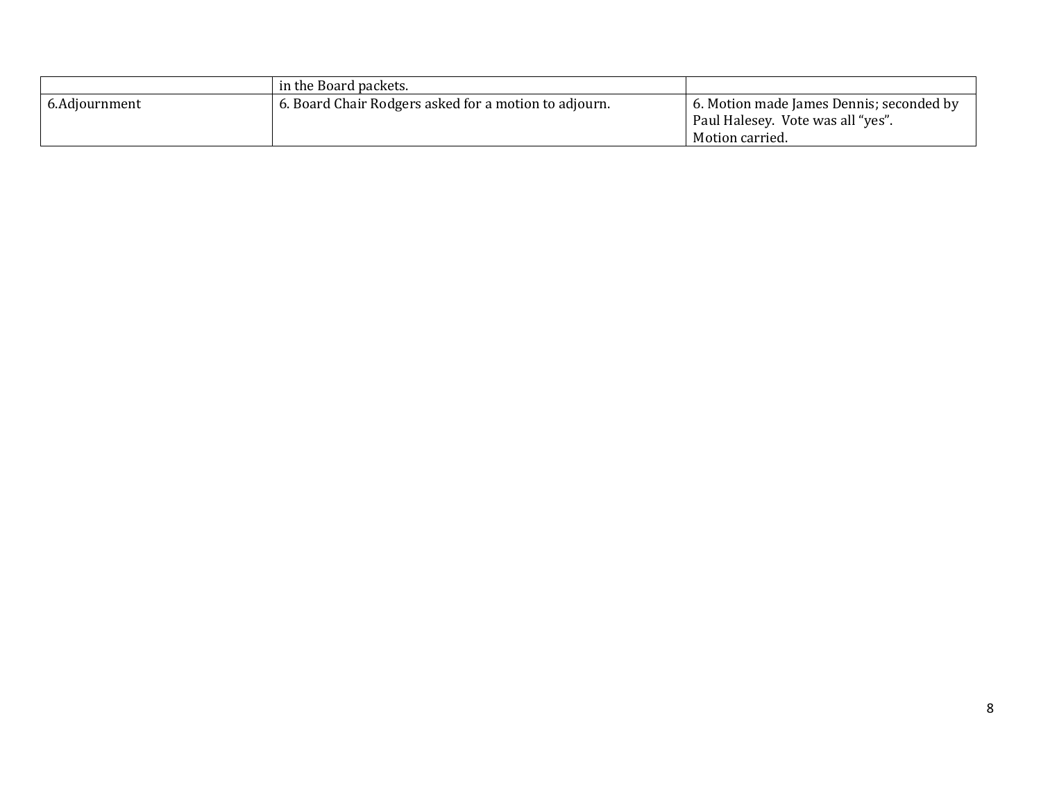| | | |
|---|---|---|
| | in the Board packets. | |
| 6.Adjournment | 6. Board Chair Rodgers asked for a motion to adjourn. | 6. Motion made James Dennis; seconded by Paul Halesey. Vote was all "yes". Motion carried. |